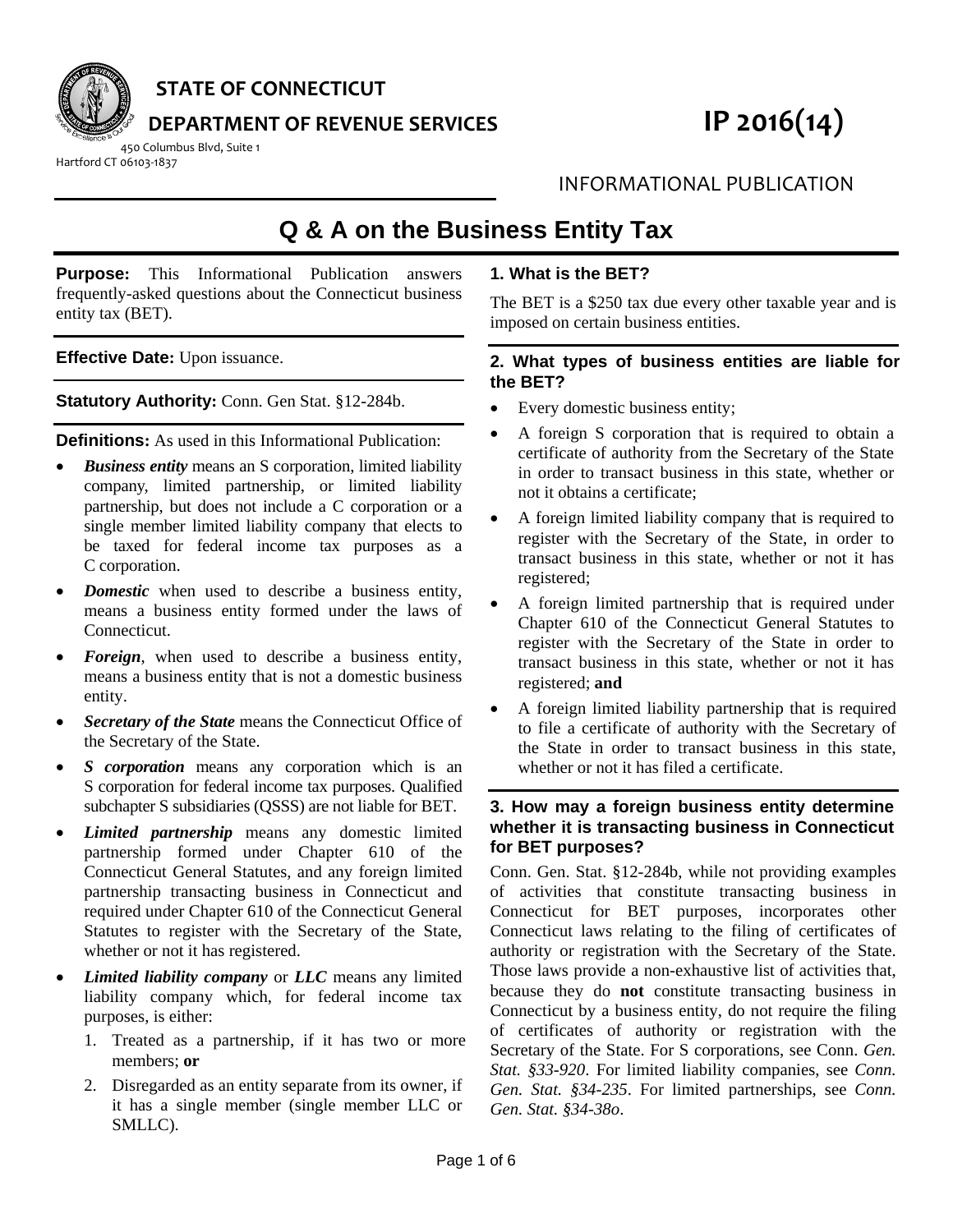STATE OF CONNECTICUT

DEPARTMENT OF REVENUE SERVICES

450 Columbus Blvd, Suite 1
Hartford CT 06103-1837

**IP 2016(14)**

INFORMATIONAL PUBLICATION

# Q & A on the Business Entity Tax

**Purpose:** This Informational Publication answers frequently-asked questions about the Connecticut business entity tax (BET).

**Effective Date:** Upon issuance.

**Statutory Authority:** Conn. Gen Stat. §12-284b.

**Definitions:** As used in this Informational Publication:

- ***Business entity*** means an S corporation, limited liability company, limited partnership, or limited liability partnership, but does not include a C corporation or a single member limited liability company that elects to be taxed for federal income tax purposes as a C corporation.
- ***Domestic*** when used to describe a business entity, means a business entity formed under the laws of Connecticut.
- ***Foreign***, when used to describe a business entity, means a business entity that is not a domestic business entity.
- ***Secretary of the State*** means the Connecticut Office of the Secretary of the State.
- ***S corporation*** means any corporation which is an S corporation for federal income tax purposes. Qualified subchapter S subsidiaries (QSSS) are not liable for BET.
- ***Limited partnership*** means any domestic limited partnership formed under Chapter 610 of the Connecticut General Statutes, and any foreign limited partnership transacting business in Connecticut and required under Chapter 610 of the Connecticut General Statutes to register with the Secretary of the State, whether or not it has registered.
- ***Limited liability company*** or ***LLC*** means any limited liability company which, for federal income tax purposes, is either:
  1. Treated as a partnership, if it has two or more members; **or**
  2. Disregarded as an entity separate from its owner, if it has a single member (single member LLC or SMLLC).

### 1. What is the BET?

The BET is a $250 tax due every other taxable year and is imposed on certain business entities.

### 2. What types of business entities are liable for the BET?

- Every domestic business entity;
- A foreign S corporation that is required to obtain a certificate of authority from the Secretary of the State in order to transact business in this state, whether or not it obtains a certificate;
- A foreign limited liability company that is required to register with the Secretary of the State, in order to transact business in this state, whether or not it has registered;
- A foreign limited partnership that is required under Chapter 610 of the Connecticut General Statutes to register with the Secretary of the State in order to transact business in this state, whether or not it has registered; **and**
- A foreign limited liability partnership that is required to file a certificate of authority with the Secretary of the State in order to transact business in this state, whether or not it has filed a certificate.

### 3. How may a foreign business entity determine whether it is transacting business in Connecticut for BET purposes?

Conn. Gen. Stat. §12-284b, while not providing examples of activities that constitute transacting business in Connecticut for BET purposes, incorporates other Connecticut laws relating to the filing of certificates of authority or registration with the Secretary of the State. Those laws provide a non-exhaustive list of activities that, because they do **not** constitute transacting business in Connecticut by a business entity, do not require the filing of certificates of authority or registration with the Secretary of the State. For S corporations, see Conn. *Gen. Stat. §33-920*. For limited liability companies, see *Conn. Gen. Stat. §34-235*. For limited partnerships, see *Conn. Gen. Stat. §34-38o*.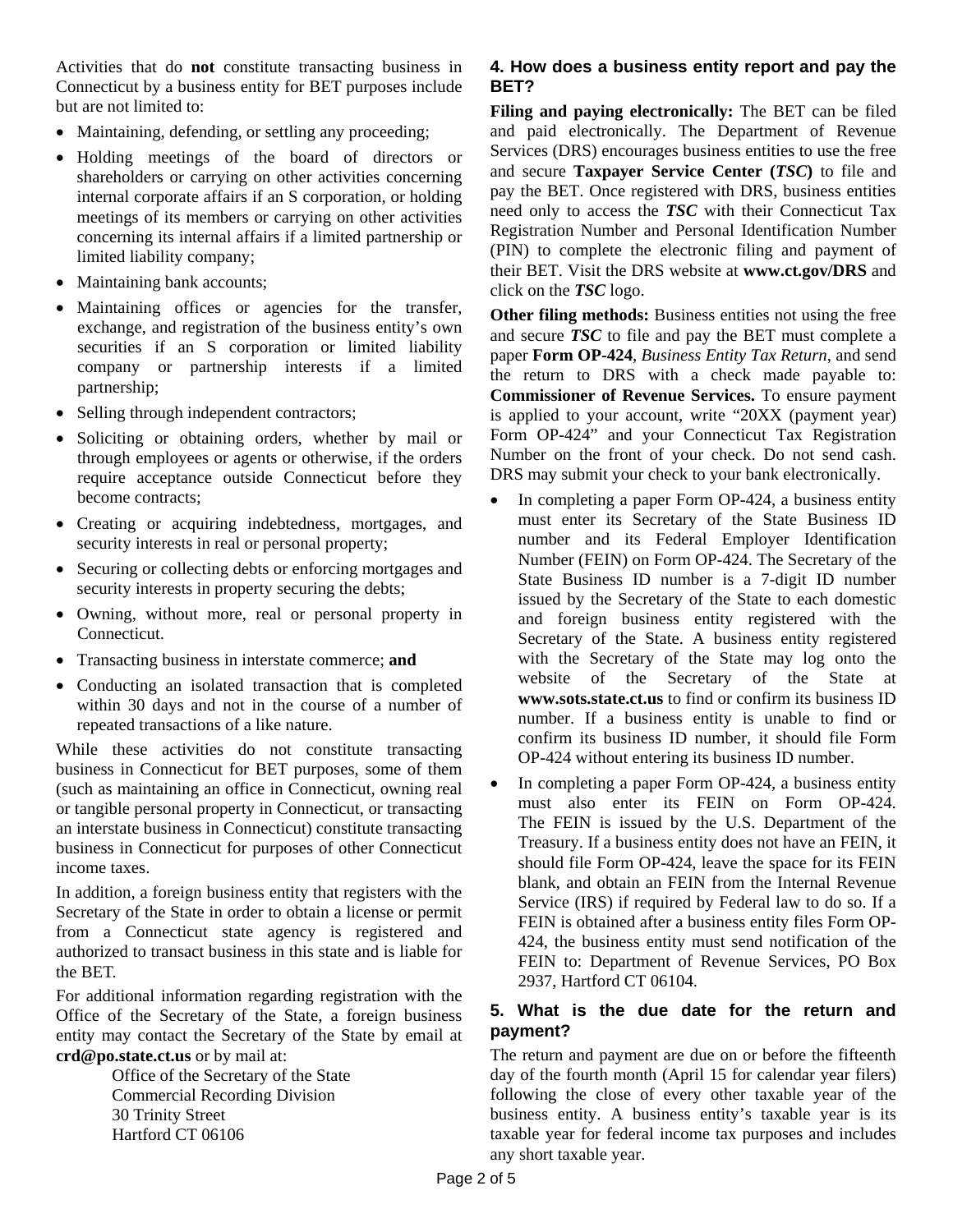Activities that do **not** constitute transacting business in Connecticut by a business entity for BET purposes include but are not limited to:

- Maintaining, defending, or settling any proceeding;
- Holding meetings of the board of directors or shareholders or carrying on other activities concerning internal corporate affairs if an S corporation, or holding meetings of its members or carrying on other activities concerning its internal affairs if a limited partnership or limited liability company;
- Maintaining bank accounts;
- Maintaining offices or agencies for the transfer, exchange, and registration of the business entity's own securities if an S corporation or limited liability company or partnership interests if a limited partnership;
- Selling through independent contractors;
- Soliciting or obtaining orders, whether by mail or through employees or agents or otherwise, if the orders require acceptance outside Connecticut before they become contracts;
- Creating or acquiring indebtedness, mortgages, and security interests in real or personal property;
- Securing or collecting debts or enforcing mortgages and security interests in property securing the debts;
- Owning, without more, real or personal property in Connecticut.
- Transacting business in interstate commerce; **and**
- Conducting an isolated transaction that is completed within 30 days and not in the course of a number of repeated transactions of a like nature.

While these activities do not constitute transacting business in Connecticut for BET purposes, some of them (such as maintaining an office in Connecticut, owning real or tangible personal property in Connecticut, or transacting an interstate business in Connecticut) constitute transacting business in Connecticut for purposes of other Connecticut income taxes.

In addition, a foreign business entity that registers with the Secretary of the State in order to obtain a license or permit from a Connecticut state agency is registered and authorized to transact business in this state and is liable for the BET.

For additional information regarding registration with the Office of the Secretary of the State, a foreign business entity may contact the Secretary of the State by email at **crd@po.state.ct.us** or by mail at:

Office of the Secretary of the State
Commercial Recording Division
30 Trinity Street
Hartford CT 06106

### 4. How does a business entity report and pay the BET?

**Filing and paying electronically:** The BET can be filed and paid electronically. The Department of Revenue Services (DRS) encourages business entities to use the free and secure **Taxpayer Service Center (*TSC*)** to file and pay the BET. Once registered with DRS, business entities need only to access the ***TSC*** with their Connecticut Tax Registration Number and Personal Identification Number (PIN) to complete the electronic filing and payment of their BET. Visit the DRS website at **www.ct.gov/DRS** and click on the ***TSC*** logo.

**Other filing methods:** Business entities not using the free and secure ***TSC*** to file and pay the BET must complete a paper **Form OP-424**, *Business Entity Tax Return*, and send the return to DRS with a check made payable to: **Commissioner of Revenue Services.** To ensure payment is applied to your account, write "20XX (payment year) Form OP-424" and your Connecticut Tax Registration Number on the front of your check. Do not send cash. DRS may submit your check to your bank electronically.

- In completing a paper Form OP-424, a business entity must enter its Secretary of the State Business ID number and its Federal Employer Identification Number (FEIN) on Form OP-424. The Secretary of the State Business ID number is a 7-digit ID number issued by the Secretary of the State to each domestic and foreign business entity registered with the Secretary of the State. A business entity registered with the Secretary of the State may log onto the website of the Secretary of the State at **www.sots.state.ct.us** to find or confirm its business ID number. If a business entity is unable to find or confirm its business ID number, it should file Form OP-424 without entering its business ID number.
- In completing a paper Form OP-424, a business entity must also enter its FEIN on Form OP-424. The FEIN is issued by the U.S. Department of the Treasury. If a business entity does not have an FEIN, it should file Form OP-424, leave the space for its FEIN blank, and obtain an FEIN from the Internal Revenue Service (IRS) if required by Federal law to do so. If a FEIN is obtained after a business entity files Form OP-424, the business entity must send notification of the FEIN to: Department of Revenue Services, PO Box 2937, Hartford CT 06104.

### 5. What is the due date for the return and payment?

The return and payment are due on or before the fifteenth day of the fourth month (April 15 for calendar year filers) following the close of every other taxable year of the business entity. A business entity's taxable year is its taxable year for federal income tax purposes and includes any short taxable year.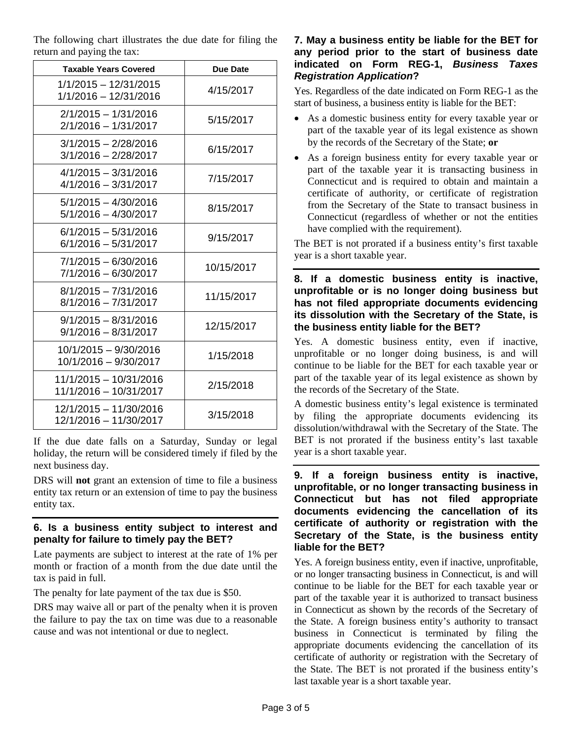The following chart illustrates the due date for filing the return and paying the tax:

| Taxable Years Covered | Due Date |
|---|---|
| 1/1/2015 – 12/31/2015<br>1/1/2016 – 12/31/2016 | 4/15/2017 |
| 2/1/2015 – 1/31/2016<br>2/1/2016 – 1/31/2017 | 5/15/2017 |
| 3/1/2015 – 2/28/2016<br>3/1/2016 – 2/28/2017 | 6/15/2017 |
| 4/1/2015 – 3/31/2016<br>4/1/2016 – 3/31/2017 | 7/15/2017 |
| 5/1/2015 – 4/30/2016<br>5/1/2016 – 4/30/2017 | 8/15/2017 |
| 6/1/2015 – 5/31/2016<br>6/1/2016 – 5/31/2017 | 9/15/2017 |
| 7/1/2015 – 6/30/2016<br>7/1/2016 – 6/30/2017 | 10/15/2017 |
| 8/1/2015 – 7/31/2016<br>8/1/2016 – 7/31/2017 | 11/15/2017 |
| 9/1/2015 – 8/31/2016<br>9/1/2016 – 8/31/2017 | 12/15/2017 |
| 10/1/2015 – 9/30/2016<br>10/1/2016 – 9/30/2017 | 1/15/2018 |
| 11/1/2015 – 10/31/2016<br>11/1/2016 – 10/31/2017 | 2/15/2018 |
| 12/1/2015 – 11/30/2016<br>12/1/2016 – 11/30/2017 | 3/15/2018 |

If the due date falls on a Saturday, Sunday or legal holiday, the return will be considered timely if filed by the next business day.

DRS will **not** grant an extension of time to file a business entity tax return or an extension of time to pay the business entity tax.

### 6. Is a business entity subject to interest and penalty for failure to timely pay the BET?

Late payments are subject to interest at the rate of 1% per month or fraction of a month from the due date until the tax is paid in full.

The penalty for late payment of the tax due is $50.

DRS may waive all or part of the penalty when it is proven the failure to pay the tax on time was due to a reasonable cause and was not intentional or due to neglect.

### 7. May a business entity be liable for the BET for any period prior to the start of business date indicated on Form REG-1, *Business Taxes Registration Application*?

Yes. Regardless of the date indicated on Form REG-1 as the start of business, a business entity is liable for the BET:

- As a domestic business entity for every taxable year or part of the taxable year of its legal existence as shown by the records of the Secretary of the State; **or**
- As a foreign business entity for every taxable year or part of the taxable year it is transacting business in Connecticut and is required to obtain and maintain a certificate of authority, or certificate of registration from the Secretary of the State to transact business in Connecticut (regardless of whether or not the entities have complied with the requirement).

The BET is not prorated if a business entity's first taxable year is a short taxable year.

### 8. If a domestic business entity is inactive, unprofitable or is no longer doing business but has not filed appropriate documents evidencing its dissolution with the Secretary of the State, is the business entity liable for the BET?

Yes. A domestic business entity, even if inactive, unprofitable or no longer doing business, is and will continue to be liable for the BET for each taxable year or part of the taxable year of its legal existence as shown by the records of the Secretary of the State.

A domestic business entity's legal existence is terminated by filing the appropriate documents evidencing its dissolution/withdrawal with the Secretary of the State. The BET is not prorated if the business entity's last taxable year is a short taxable year.

### 9. If a foreign business entity is inactive, unprofitable, or no longer transacting business in Connecticut but has not filed appropriate documents evidencing the cancellation of its certificate of authority or registration with the Secretary of the State, is the business entity liable for the BET?

Yes. A foreign business entity, even if inactive, unprofitable, or no longer transacting business in Connecticut, is and will continue to be liable for the BET for each taxable year or part of the taxable year it is authorized to transact business in Connecticut as shown by the records of the Secretary of the State. A foreign business entity's authority to transact business in Connecticut is terminated by filing the appropriate documents evidencing the cancellation of its certificate of authority or registration with the Secretary of the State. The BET is not prorated if the business entity's last taxable year is a short taxable year.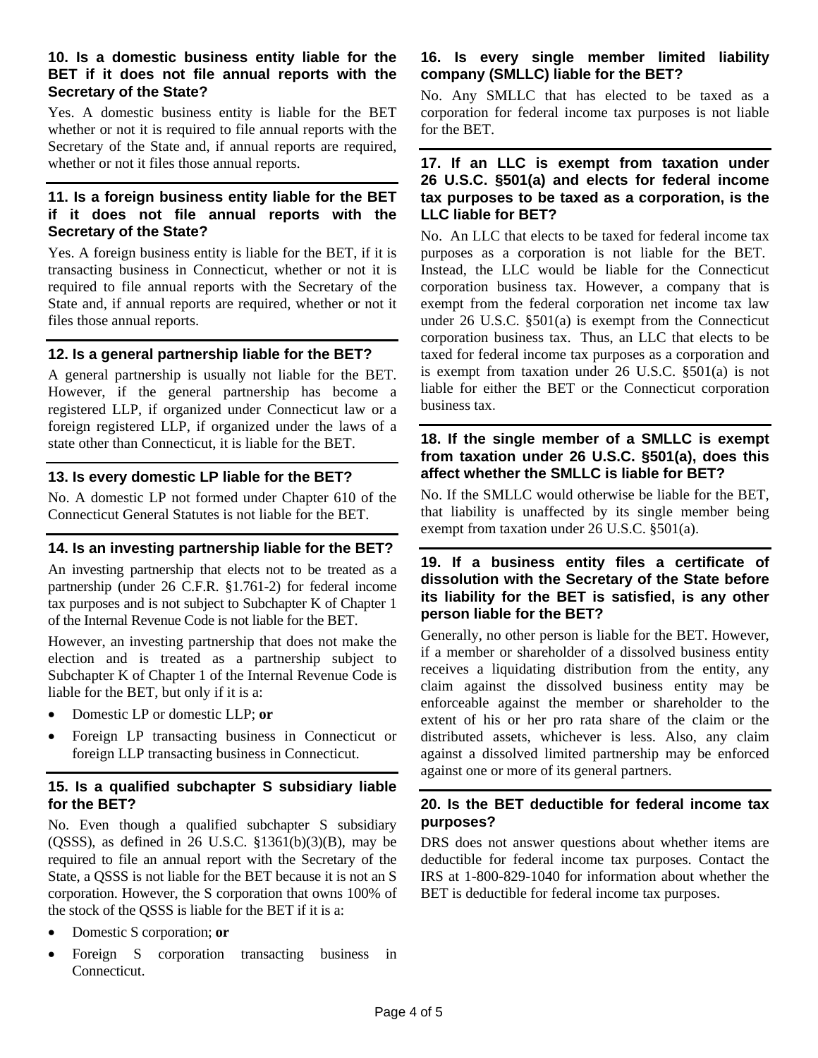### 10. Is a domestic business entity liable for the BET if it does not file annual reports with the Secretary of the State?

Yes. A domestic business entity is liable for the BET whether or not it is required to file annual reports with the Secretary of the State and, if annual reports are required, whether or not it files those annual reports.

### 11. Is a foreign business entity liable for the BET if it does not file annual reports with the Secretary of the State?

Yes. A foreign business entity is liable for the BET, if it is transacting business in Connecticut, whether or not it is required to file annual reports with the Secretary of the State and, if annual reports are required, whether or not it files those annual reports.

### 12. Is a general partnership liable for the BET?

A general partnership is usually not liable for the BET. However, if the general partnership has become a registered LLP, if organized under Connecticut law or a foreign registered LLP, if organized under the laws of a state other than Connecticut, it is liable for the BET.

### 13. Is every domestic LP liable for the BET?

No. A domestic LP not formed under Chapter 610 of the Connecticut General Statutes is not liable for the BET.

### 14. Is an investing partnership liable for the BET?

An investing partnership that elects not to be treated as a partnership (under 26 C.F.R. §1.761-2) for federal income tax purposes and is not subject to Subchapter K of Chapter 1 of the Internal Revenue Code is not liable for the BET.

However, an investing partnership that does not make the election and is treated as a partnership subject to Subchapter K of Chapter 1 of the Internal Revenue Code is liable for the BET, but only if it is a:

- Domestic LP or domestic LLP; **or**
- Foreign LP transacting business in Connecticut or foreign LLP transacting business in Connecticut.

### 15. Is a qualified subchapter S subsidiary liable for the BET?

No. Even though a qualified subchapter S subsidiary (QSSS), as defined in 26 U.S.C. §1361(b)(3)(B), may be required to file an annual report with the Secretary of the State, a QSSS is not liable for the BET because it is not an S corporation. However, the S corporation that owns 100% of the stock of the QSSS is liable for the BET if it is a:

- Domestic S corporation; **or**
- Foreign S corporation transacting business in Connecticut.

### 16. Is every single member limited liability company (SMLLC) liable for the BET?

No. Any SMLLC that has elected to be taxed as a corporation for federal income tax purposes is not liable for the BET.

### 17. If an LLC is exempt from taxation under 26 U.S.C. §501(a) and elects for federal income tax purposes to be taxed as a corporation, is the LLC liable for BET?

No. An LLC that elects to be taxed for federal income tax purposes as a corporation is not liable for the BET. Instead, the LLC would be liable for the Connecticut corporation business tax. However, a company that is exempt from the federal corporation net income tax law under 26 U.S.C. §501(a) is exempt from the Connecticut corporation business tax. Thus, an LLC that elects to be taxed for federal income tax purposes as a corporation and is exempt from taxation under 26 U.S.C. §501(a) is not liable for either the BET or the Connecticut corporation business tax.

### 18. If the single member of a SMLLC is exempt from taxation under 26 U.S.C. §501(a), does this affect whether the SMLLC is liable for BET?

No. If the SMLLC would otherwise be liable for the BET, that liability is unaffected by its single member being exempt from taxation under 26 U.S.C. §501(a).

### 19. If a business entity files a certificate of dissolution with the Secretary of the State before its liability for the BET is satisfied, is any other person liable for the BET?

Generally, no other person is liable for the BET. However, if a member or shareholder of a dissolved business entity receives a liquidating distribution from the entity, any claim against the dissolved business entity may be enforceable against the member or shareholder to the extent of his or her pro rata share of the claim or the distributed assets, whichever is less. Also, any claim against a dissolved limited partnership may be enforced against one or more of its general partners.

### 20. Is the BET deductible for federal income tax purposes?

DRS does not answer questions about whether items are deductible for federal income tax purposes. Contact the IRS at 1-800-829-1040 for information about whether the BET is deductible for federal income tax purposes.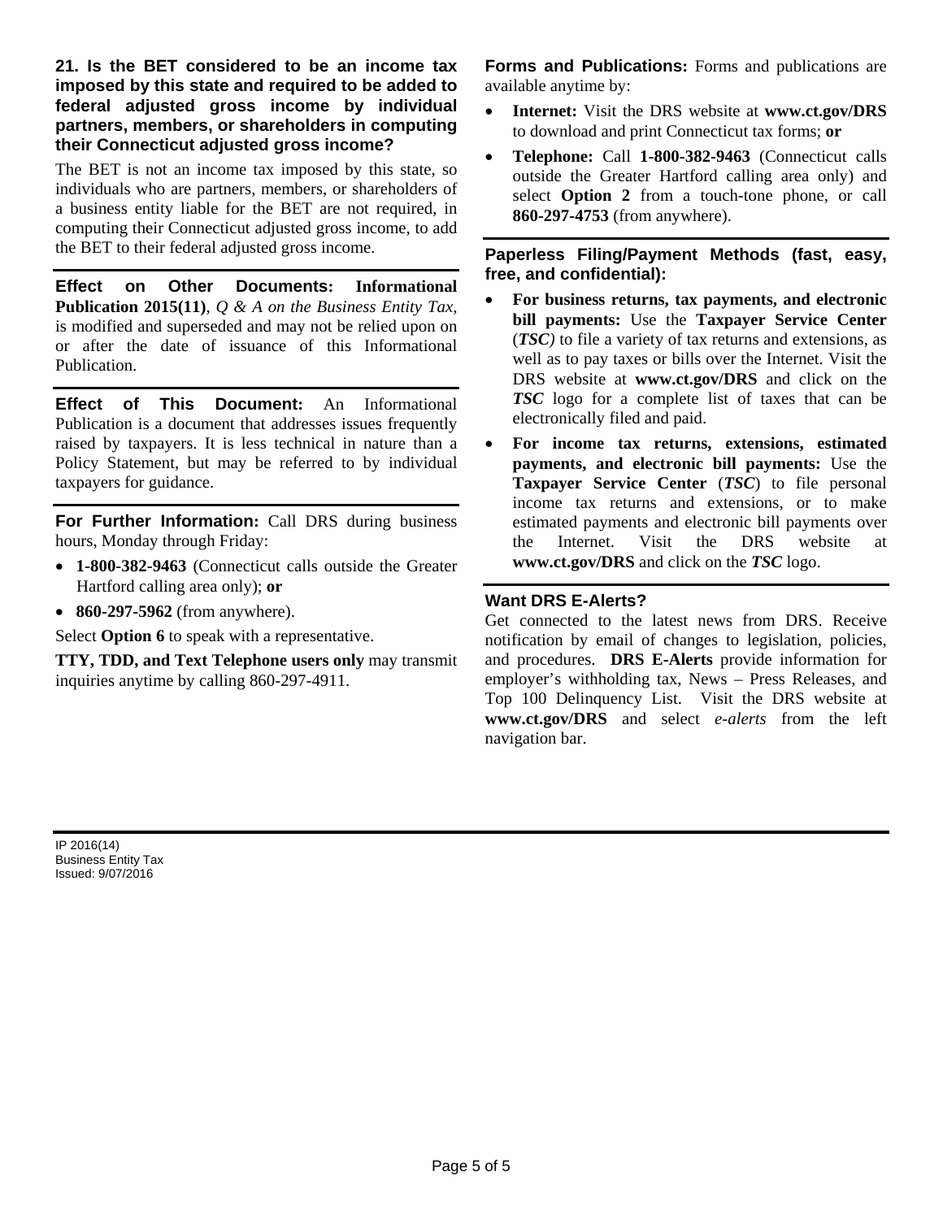**21. Is the BET considered to be an income tax imposed by this state and required to be added to federal adjusted gross income by individual partners, members, or shareholders in computing their Connecticut adjusted gross income?**

The BET is not an income tax imposed by this state, so individuals who are partners, members, or shareholders of a business entity liable for the BET are not required, in computing their Connecticut adjusted gross income, to add the BET to their federal adjusted gross income.

**Effect on Other Documents:** **Informational Publication 2015(11)**, *Q & A on the Business Entity Tax,* is modified and superseded and may not be relied upon on or after the date of issuance of this Informational Publication.

**Effect of This Document:** An Informational Publication is a document that addresses issues frequently raised by taxpayers. It is less technical in nature than a Policy Statement, but may be referred to by individual taxpayers for guidance.

**For Further Information:** Call DRS during business hours, Monday through Friday:

- **1-800-382-9463** (Connecticut calls outside the Greater Hartford calling area only); **or**
- **860-297-5962** (from anywhere).

Select **Option 6** to speak with a representative.

**TTY, TDD, and Text Telephone users only** may transmit inquiries anytime by calling 860-297-4911.

**Forms and Publications:** Forms and publications are available anytime by:

- **Internet:** Visit the DRS website at **www.ct.gov/DRS** to download and print Connecticut tax forms; **or**
- **Telephone:** Call **1-800-382-9463** (Connecticut calls outside the Greater Hartford calling area only) and select **Option 2** from a touch-tone phone, or call **860-297-4753** (from anywhere).

**Paperless Filing/Payment Methods (fast, easy, free, and confidential):**

- **For business returns, tax payments, and electronic bill payments:** Use the **Taxpayer Service Center** (***TSC***) to file a variety of tax returns and extensions, as well as to pay taxes or bills over the Internet. Visit the DRS website at **www.ct.gov/DRS** and click on the ***TSC*** logo for a complete list of taxes that can be electronically filed and paid.
- **For income tax returns, extensions, estimated payments, and electronic bill payments:** Use the **Taxpayer Service Center** (***TSC***) to file personal income tax returns and extensions, or to make estimated payments and electronic bill payments over the Internet. Visit the DRS website at **www.ct.gov/DRS** and click on the ***TSC*** logo.

**Want DRS E-Alerts?**

Get connected to the latest news from DRS. Receive notification by email of changes to legislation, policies, and procedures. **DRS E-Alerts** provide information for employer's withholding tax, News – Press Releases, and Top 100 Delinquency List. Visit the DRS website at **www.ct.gov/DRS** and select *e-alerts* from the left navigation bar.

IP 2016(14)
Business Entity Tax
Issued: 9/07/2016